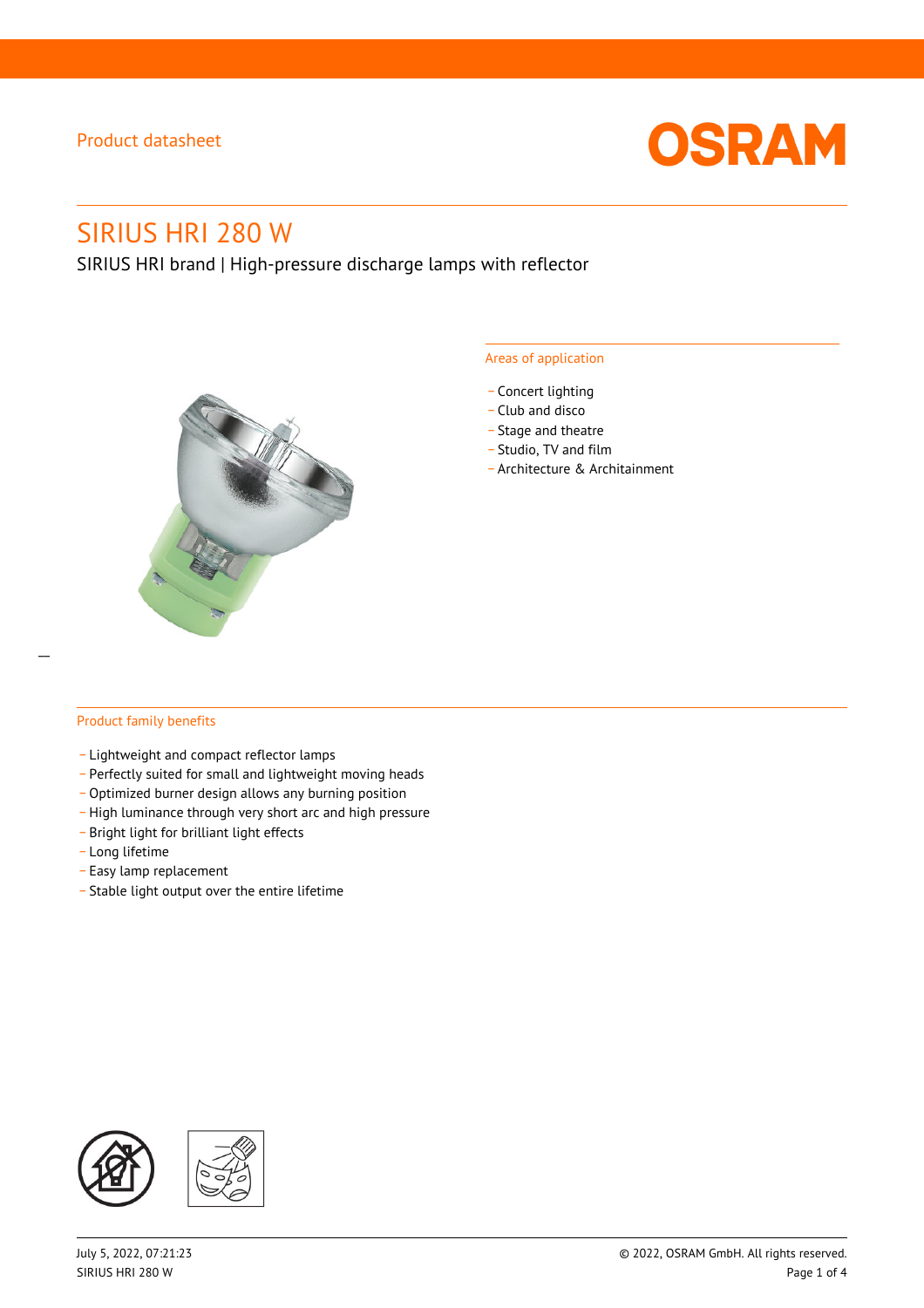Product datasheet

# SIRIUS HRI 280 W

SIRIUS HRI brand | High-pressure discharge lamps with reflector

## Areas of application

- Concert lighting
- Club and disco
- Stage and theatre
- Studio, TV and film
- Architecture & Architainment

## Product family benefits

- Lightweight and compact reflector lamps
- Perfectly suited for small and lightweight moving heads
- Optimized burner design allows any burning position
- High luminance through very short arc and high pressure
- Bright light for brilliant light effects
- Long lifetime
- Easy lamp replacement
- Stable light output over the entire lifetime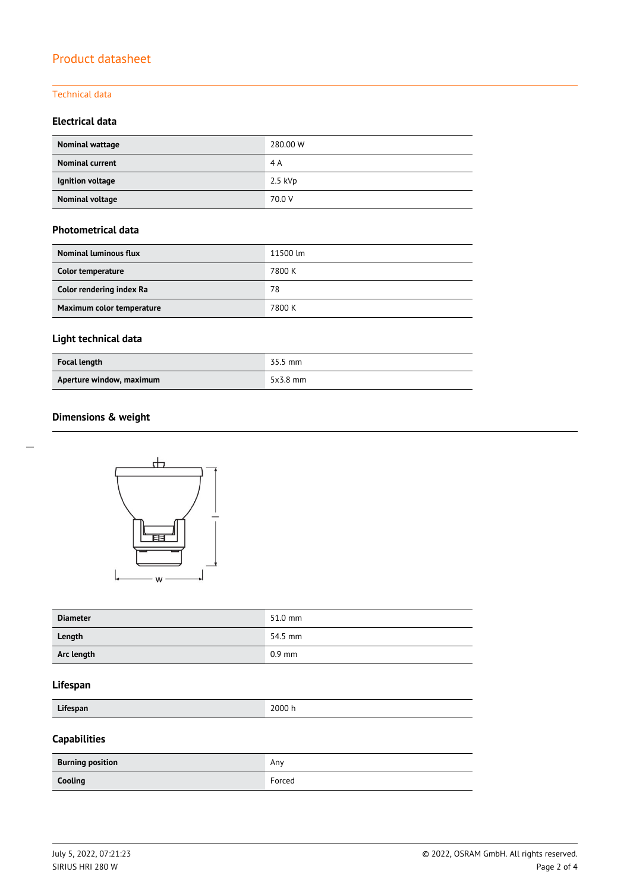# Product datasheet

## Technical data

### Electrical data

| | |
|---|---|
| **Nominal wattage** | 280.00 W |
| **Nominal current** | 4 A |
| **Ignition voltage** | 2.5 kVp |
| **Nominal voltage** | 70.0 V |

### Photometrical data

| | |
|---|---|
| **Nominal luminous flux** | 11500 lm |
| **Color temperature** | 7800 K |
| **Color rendering index Ra** | 78 |
| **Maximum color temperature** | 7800 K |

### Light technical data

| | |
|---|---|
| **Focal length** | 35.5 mm |
| **Aperture window, maximum** | 5x3.8 mm |

### Dimensions & weight

| | |
|---|---|
| **Diameter** | 51.0 mm |
| **Length** | 54.5 mm |
| **Arc length** | 0.9 mm |

### Lifespan

| | |
|---|---|
| **Lifespan** | 2000 h |

### Capabilities

| | |
|---|---|
| **Burning position** | Any |
| **Cooling** | Forced |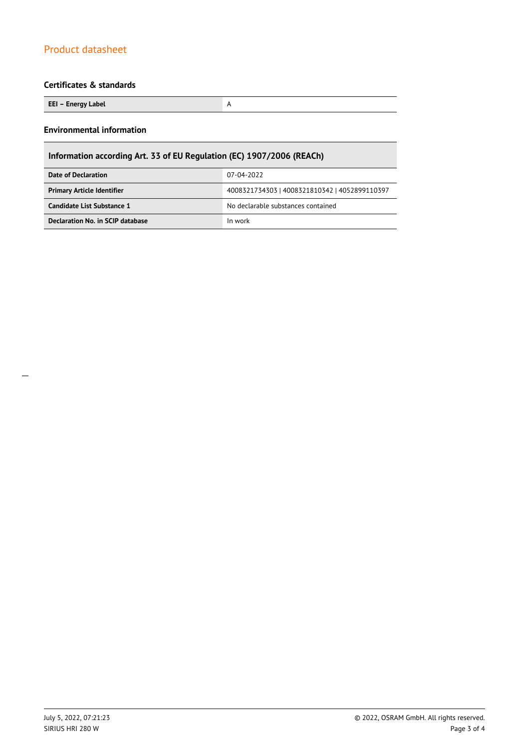## Certificates & standards

| EEI – Energy Label | A |
| --- | --- |

## Environmental information

| Information according Art. 33 of EU Regulation (EC) 1907/2006 (REACh) | |
| --- | --- |
| **Date of Declaration** | 07-04-2022 |
| **Primary Article Identifier** | 4008321734303 \| 4008321810342 \| 4052899110397 |
| **Candidate List Substance 1** | No declarable substances contained |
| **Declaration No. in SCIP database** | In work |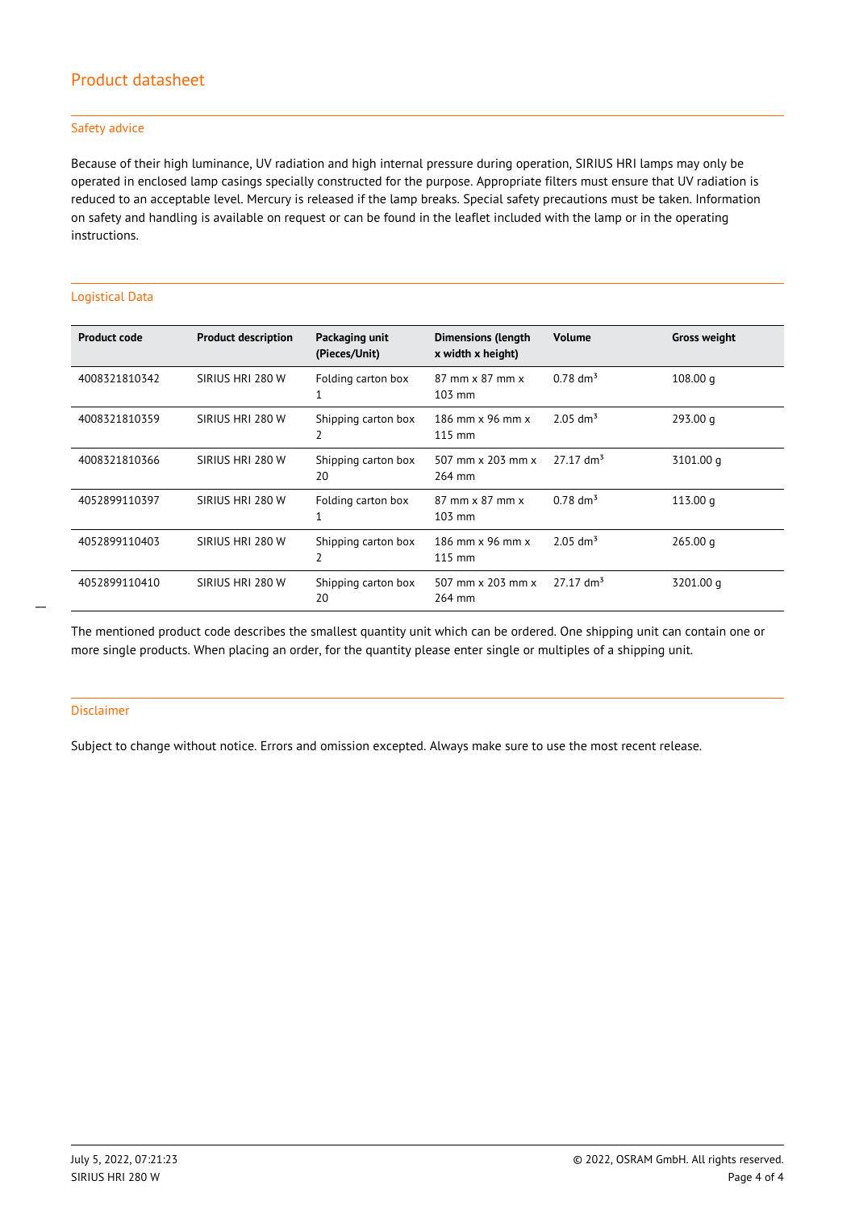## Safety advice

Because of their high luminance, UV radiation and high internal pressure during operation, SIRIUS HRI lamps may only be operated in enclosed lamp casings specially constructed for the purpose. Appropriate filters must ensure that UV radiation is reduced to an acceptable level. Mercury is released if the lamp breaks. Special safety precautions must be taken. Information on safety and handling is available on request or can be found in the leaflet included with the lamp or in the operating instructions.

## Logistical Data

| Product code | Product description | Packaging unit (Pieces/Unit) | Dimensions (length x width x height) | Volume | Gross weight |
|---|---|---|---|---|---|
| 4008321810342 | SIRIUS HRI 280 W | Folding carton box 1 | 87 mm x 87 mm x 103 mm | 0.78 $dm^3$ | 108.00 g |
| 4008321810359 | SIRIUS HRI 280 W | Shipping carton box 2 | 186 mm x 96 mm x 115 mm | 2.05 $dm^3$ | 293.00 g |
| 4008321810366 | SIRIUS HRI 280 W | Shipping carton box 20 | 507 mm x 203 mm x 264 mm | 27.17 $dm^3$ | 3101.00 g |
| 4052899110397 | SIRIUS HRI 280 W | Folding carton box 1 | 87 mm x 87 mm x 103 mm | 0.78 $dm^3$ | 113.00 g |
| 4052899110403 | SIRIUS HRI 280 W | Shipping carton box 2 | 186 mm x 96 mm x 115 mm | 2.05 $dm^3$ | 265.00 g |
| 4052899110410 | SIRIUS HRI 280 W | Shipping carton box 20 | 507 mm x 203 mm x 264 mm | 27.17 $dm^3$ | 3201.00 g |

The mentioned product code describes the smallest quantity unit which can be ordered. One shipping unit can contain one or more single products. When placing an order, for the quantity please enter single or multiples of a shipping unit.

## Disclaimer

Subject to change without notice. Errors and omission excepted. Always make sure to use the most recent release.